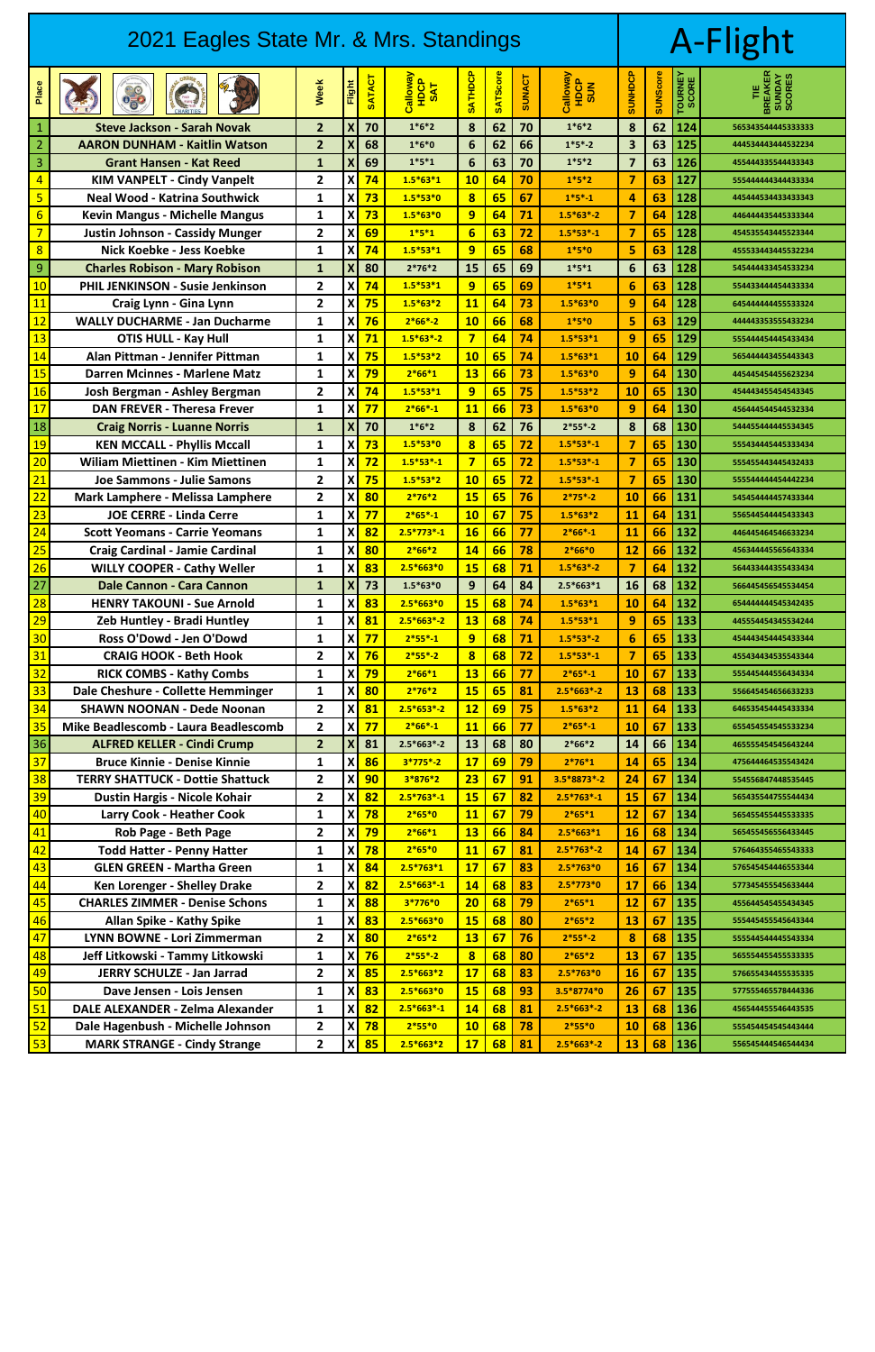# 2021 Eagles State Mr. & Mrs. Standings

## A-Flight

| Place | | Week | Flight | SATACT | Calloway HDCP SAT | SATHDCP | SATScore | SUNACT | Calloway HDCP SUN | SUNHDCP | SUNScore | TOURNEY SCORE | TIE BREAKER SUNDAY SCORES |
|---|---|---|---|---|---|---|---|---|---|---|---|---|---|
| 1 | Steve Jackson - Sarah Novak | 2 | X | 70 | 1*6*2 | 8 | 62 | 70 | 1*6*2 | 8 | 62 | 124 | 565343544445333333 |
| 2 | AARON DUNHAM - Kaitlin Watson | 2 | X | 68 | 1*6*0 | 6 | 62 | 66 | 1*5*-2 | 3 | 63 | 125 | 444534443444532234 |
| 3 | Grant Hansen - Kat Reed | 1 | X | 69 | 1*5*1 | 6 | 63 | 70 | 1*5*2 | 7 | 63 | 126 | 455444335544433343 |
| 4 | KIM VANPELT - Cindy Vanpelt | 2 | X | 74 | 1.5*63*1 | 10 | 64 | 70 | 1*5*2 | 7 | 63 | 127 | 555444443444433334 |
| 5 | Neal Wood - Katrina Southwick | 1 | X | 73 | 1.5*53*0 | 8 | 65 | 67 | 1*5*-1 | 4 | 63 | 128 | 445444534433433343 |
| 6 | Kevin Mangus - Michelle Mangus | 1 | X | 73 | 1.5*63*0 | 9 | 64 | 71 | 1.5*63*-2 | 7 | 64 | 128 | 446444435445333344 |
| 7 | Justin Johnson - Cassidy Munger | 2 | X | 69 | 1*5*1 | 6 | 63 | 72 | 1.5*53*-1 | 7 | 65 | 128 | 454535543445523344 |
| 8 | Nick Koebke - Jess Koebke | 1 | X | 74 | 1.5*53*1 | 9 | 65 | 68 | 1*5*0 | 5 | 63 | 128 | 455533443445532234 |
| 9 | Charles Robison - Mary Robison | 1 | X | 80 | 2*7*2 | 15 | 65 | 69 | 1*5*1 | 6 | 63 | 128 | 545444433454533234 |
| 10 | PHIL JENKINSON - Susie Jenkinson | 2 | X | 74 | 1.5*53*1 | 9 | 65 | 69 | 1*5*1 | 6 | 63 | 128 | 554433444454433334 |
| 11 | Craig Lynn - Gina Lynn | 2 | X | 75 | 1.5*63*2 | 11 | 64 | 73 | 1.5*63*0 | 9 | 64 | 128 | 645444444455533324 |
| 12 | WALLY DUCHARME - Jan Ducharme | 1 | X | 76 | 2*66*-2 | 10 | 66 | 68 | 1*5*0 | 5 | 63 | 129 | 444443353555433234 |
| 13 | OTIS HULL - Kay Hull | 1 | X | 71 | 1.5*63*-2 | 7 | 64 | 74 | 1.5*53*1 | 9 | 65 | 129 | 555444454445433434 |
| 14 | Alan Pittman - Jennifer Pittman | 1 | X | 75 | 1.5*53*2 | 10 | 65 | 74 | 1.5*63*1 | 10 | 64 | 129 | 565444443455445343 |
| 15 | Darren Mcinnes - Marlene Matz | 1 | X | 79 | 2*66*1 | 13 | 66 | 73 | 1.5*63*0 | 9 | 64 | 130 | 445445454455623234 |
| 16 | Josh Bergman - Ashley Bergman | 2 | X | 74 | 1.5*53*1 | 9 | 65 | 75 | 1.5*53*2 | 10 | 65 | 130 | 454443455454543345 |
| 17 | DAN FREVER - Theresa Frever | 1 | X | 77 | 2*66*-1 | 11 | 66 | 73 | 1.5*63*0 | 9 | 64 | 130 | 456444544554533344 |
| 18 | Craig Norris - Luanne Norris | 1 | X | 70 | 1*6*2 | 8 | 62 | 76 | 2*55*-2 | 8 | 68 | 130 | 544455444445534345 |
| 19 | KEN MCCALL - Phyllis Mccall | 1 | X | 73 | 1.5*53*0 | 8 | 65 | 72 | 1.5*53*-1 | 7 | 65 | 130 | 555434445445333434 |
| 20 | Wiliam Miettinen - Kim Miettinen | 1 | X | 72 | 1.5*53*-1 | 7 | 65 | 72 | 1.5*53*-1 | 7 | 65 | 130 | 555455443445432433 |
| 21 | Joe Sammons - Julie Samons | 2 | X | 75 | 1.5*53*2 | 10 | 65 | 72 | 1.5*53*-1 | 7 | 65 | 130 | 555544444454442234 |
| 22 | Mark Lamphere - Melissa Lamphere | 2 | X | 80 | 2*76*2 | 15 | 65 | 76 | 2*75*-2 | 10 | 66 | 131 | 545454444457433344 |
| 23 | JOE CERRE - Linda Cerre | 1 | X | 77 | 2*65*-1 | 10 | 67 | 75 | 1.5*63*2 | 11 | 64 | 131 | 556544544445433343 |
| 24 | Scott Yeomans - Carrie Yeomans | 1 | X | 82 | 2.5*773*-1 | 16 | 66 | 77 | 2*66*-1 | 11 | 66 | 132 | 446445464546633234 |
| 25 | Craig Cardinal - Jamie Cardinal | 1 | X | 80 | 2*66*2 | 14 | 66 | 78 | 2*66*0 | 12 | 66 | 132 | 456344445565633334 |
| 26 | WILLY COOPER - Cathy Weller | 1 | X | 83 | 2.5*663*0 | 15 | 68 | 71 | 1.5*63*-2 | 7 | 64 | 132 | 564433444355433434 |
| 27 | Dale Cannon - Cara Cannon | 1 | X | 73 | 1.5*63*0 | 9 | 64 | 84 | 2.5*663*1 | 16 | 68 | 132 | 566445456545534454 |
| 28 | HENRY TAKOUNI - Sue Arnold | 1 | X | 83 | 2.5*663*0 | 15 | 68 | 74 | 1.5*63*1 | 10 | 64 | 132 | 654444445445342435 |
| 29 | Zeb Huntley - Bradi Huntley | 1 | X | 81 | 2.5*663*-2 | 13 | 68 | 74 | 1.5*53*1 | 9 | 65 | 133 | 445554454345534244 |
| 30 | Ross O'Dowd - Jen O'Dowd | 1 | X | 77 | 2*55*-1 | 9 | 68 | 71 | 1.5*53*-2 | 6 | 65 | 133 | 454434454445433344 |
| 31 | CRAIG HOOK - Beth Hook | 2 | X | 76 | 2*55*-2 | 8 | 68 | 72 | 1.5*53*-1 | 7 | 65 | 133 | 455434434535543344 |
| 32 | RICK COMBS - Kathy Combs | 1 | X | 79 | 2*66*1 | 13 | 66 | 77 | 2*65*-1 | 10 | 67 | 133 | 555445444556434334 |
| 33 | Dale Cheshure - Collette Hemminger | 1 | X | 80 | 2*76*2 | 15 | 65 | 81 | 2.5*663*-2 | 13 | 68 | 133 | 566645454656633233 |
| 34 | SHAWN NOONAN - Dede Noonan | 2 | X | 81 | 2.5*653*-2 | 12 | 69 | 75 | 1.5*63*2 | 11 | 64 | 133 | 646535454445433334 |
| 35 | Mike Beadlescomb - Laura Beadlescomb | 2 | X | 77 | 2*66*-1 | 11 | 66 | 77 | 2*65*-1 | 10 | 67 | 133 | 655454554545533234 |
| 36 | ALFRED KELLER - Cindi Crump | 2 | X | 81 | 2.5*663*-2 | 13 | 68 | 80 | 2*66*2 | 14 | 66 | 134 | 465555454545643244 |
| 37 | Bruce Kinnie - Denise Kinnie | 1 | X | 86 | 3*775*-2 | 17 | 69 | 79 | 2*76*1 | 14 | 65 | 134 | 475644464545543424 |
| 38 | TERRY SHATTUCK - Dottie Shattuck | 2 | X | 90 | 3*876*2 | 23 | 67 | 91 | 3.5*8873*-2 | 24 | 67 | 134 | 554556847448535445 |
| 39 | Dustin Hargis - Nicole Kohair | 2 | X | 82 | 2.5*763*-1 | 15 | 67 | 82 | 2.5*763*-1 | 15 | 67 | 134 | 565435544755544434 |
| 40 | Larry Cook - Heather Cook | 1 | X | 78 | 2*65*0 | 11 | 67 | 79 | 2*65*1 | 12 | 67 | 134 | 565455455445533335 |
| 41 | Rob Page - Beth Page | 2 | X | 79 | 2*66*1 | 13 | 66 | 84 | 2.5*663*1 | 16 | 68 | 134 | 565455456556433445 |
| 42 | Todd Hatter - Penny Hatter | 1 | X | 78 | 2*65*0 | 11 | 67 | 81 | 2.5*763*-2 | 14 | 67 | 134 | 576464355465543333 |
| 43 | GLEN GREEN - Martha Green | 1 | X | 84 | 2.5*763*1 | 17 | 67 | 83 | 2.5*763*0 | 16 | 67 | 134 | 576545445444553344 |
| 44 | Ken Lorenger - Shelley Drake | 2 | X | 82 | 2.5*663*-1 | 14 | 68 | 83 | 2.5*773*0 | 17 | 66 | 134 | 577345455545633444 |
| 45 | CHARLES ZIMMER - Denise Schons | 1 | X | 88 | 3*776*0 | 20 | 68 | 79 | 2*65*1 | 12 | 67 | 135 | 455644545455434345 |
| 46 | Allan Spike - Kathy Spike | 1 | X | 83 | 2.5*663*0 | 15 | 68 | 80 | 2*65*2 | 13 | 67 | 135 | 555445455545643344 |
| 47 | LYNN BOWNE - Lori Zimmerman | 2 | X | 80 | 2*65*2 | 13 | 67 | 76 | 2*55*-2 | 8 | 68 | 135 | 555544544445533344 |
| 48 | Jeff Litkowski - Tammy Litkowski | 1 | X | 76 | 2*55*-2 | 8 | 68 | 80 | 2*65*2 | 13 | 67 | 135 | 565554455555533335 |
| 49 | JERRY SCHULZE - Jan Jarrad | 2 | X | 85 | 2.5*663*2 | 17 | 68 | 83 | 2.5*763*0 | 16 | 67 | 135 | 576655434555535335 |
| 50 | Dave Jensen - Lois Jensen | 1 | X | 83 | 2.5*663*0 | 15 | 68 | 93 | 3.5*8774*0 | 26 | 67 | 135 | 577555465578444336 |
| 51 | DALE ALEXANDER - Zelma Alexander | 1 | X | 82 | 2.5*663*-1 | 14 | 68 | 81 | 2.5*663*-2 | 13 | 68 | 136 | 456544455546443535 |
| 52 | Dale Hagenbush - Michelle Johnson | 2 | X | 78 | 2*55*0 | 10 | 68 | 78 | 2*55*0 | 10 | 68 | 136 | 555454454545443444 |
| 53 | MARK STRANGE - Cindy Strange | 2 | X | 85 | 2.5*663*2 | 17 | 68 | 81 | 2.5*663*-2 | 13 | 68 | 136 | 556545445446544434 |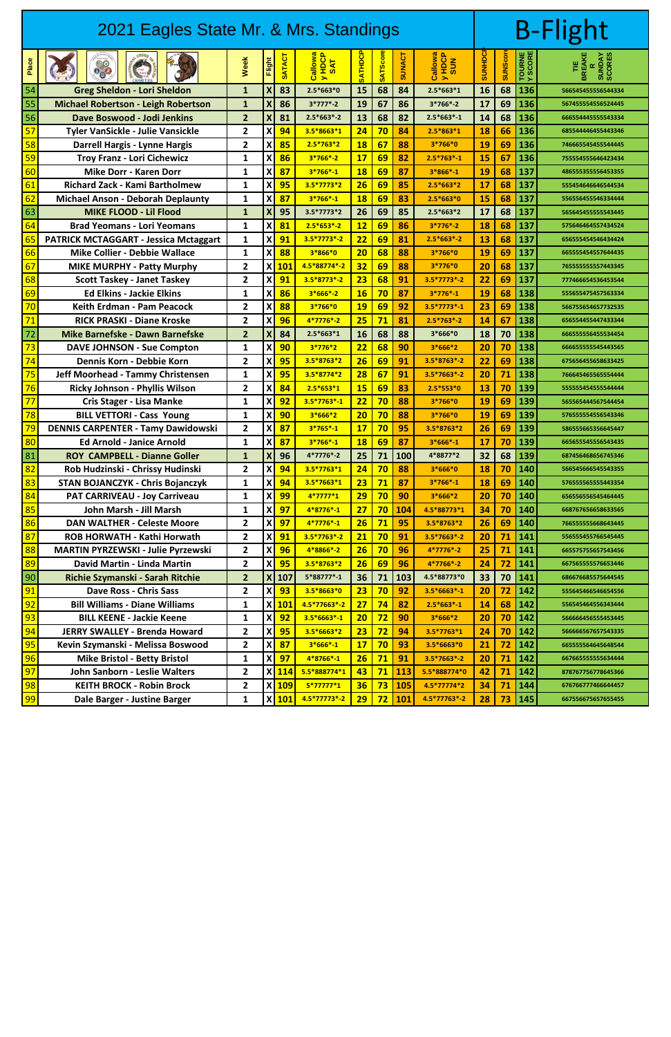# 2021 Eagles State Mr. & Mrs. Standings

## B-Flight

| Place | | Week | Flight | SATACT | Calloway HDCP SAT | SATHDCP | SATScore | SUNACT | Calloway HDCP SUN | SUNHDCP | SUNScore | TOURNEY SCORE | TIE BREAKER SUNDAY SCORES |
|---|---|---|---|---|---|---|---|---|---|---|---|---|---|
| 54 | Greg Sheldon - Lori Sheldon | 1 | X | 83 | 2.5*663*0 | 15 | 68 | 84 | 2.5*663*1 | 16 | 68 | 136 | 566545455556544334 |
| 55 | Michael Robertson - Leigh Robertson | 1 | X | 86 | 3*777*-2 | 19 | 67 | 86 | 3*766*-2 | 17 | 69 | 136 | 567455554556524445 |
| 56 | Dave Boswood - Jodi Jenkins | 2 | X | 81 | 2.5*663*-2 | 13 | 68 | 82 | 2.5*663*-1 | 14 | 68 | 136 | 666544455555543334 |
| 57 | Tyler VanSickle - Julie Vansickle | 2 | X | 94 | 3.5*8663*1 | 24 | 70 | 84 | 2.5*863*1 | 18 | 66 | 136 | 685544446455443346 |
| 58 | Darrell Hargis - Lynne Hargis | 2 | X | 85 | 2.5*763*2 | 18 | 67 | 88 | 3*766*0 | 19 | 69 | 136 | 746665545455544445 |
| 59 | Troy Franz - Lori Cichewicz | 1 | X | 86 | 3*766*-2 | 17 | 69 | 82 | 2.5*763*-1 | 15 | 67 | 136 | 755554555646623434 |
| 60 | Mike Dorr - Karen Dorr | 1 | X | 87 | 3*766*-1 | 18 | 69 | 87 | 3*866*-1 | 19 | 68 | 137 | 486555355556453355 |
| 61 | Richard Zack - Kami Bartholmew | 1 | X | 95 | 3.5*7773*2 | 26 | 69 | 85 | 2.5*663*2 | 17 | 68 | 137 | 555454646646544534 |
| 62 | Michael Anson - Deborah Deplaunty | 1 | X | 87 | 3*766*-1 | 18 | 69 | 83 | 2.5*663*0 | 15 | 68 | 137 | 556556455546334444 |
| 63 | MIKE FLOOD - Lil Flood | 1 | X | 95 | 3.5*7773*2 | 26 | 69 | 85 | 2.5*663*2 | 17 | 68 | 137 | 565645455555543445 |
| 64 | Brad Yeomans - Lori Yeomans | 1 | X | 81 | 2.5*653*-2 | 12 | 69 | 86 | 3*776*-2 | 18 | 68 | 137 | 575646464557434524 |
| 65 | PATRICK MCTAGGART - Jessica Mctaggart | 1 | X | 91 | 3.5*7773*-2 | 22 | 69 | 81 | 2.5*663*-2 | 13 | 68 | 137 | 656555454546434424 |
| 66 | Mike Collier - Debbie Wallace | 1 | X | 88 | 3*866*0 | 20 | 68 | 88 | 3*766*0 | 19 | 69 | 137 | 665555454557644435 |
| 67 | MIKE MURPHY - Patty Murphy | 2 | X | 101 | 4.5*88774*-2 | 32 | 69 | 88 | 3*776*0 | 20 | 68 | 137 | 765555555557443345 |
| 68 | Scott Taskey - Janet Taskey | 2 | X | 91 | 3.5*8773*-2 | 23 | 68 | 91 | 3.5*7773*-2 | 22 | 69 | 137 | 777466654536453544 |
| 69 | Ed Elkins - Jackie Elkins | 1 | X | 86 | 3*666*-2 | 16 | 70 | 87 | 3*776*-1 | 19 | 68 | 138 | 555654475457563334 |
| 70 | Keith Erdman - Pam Peacock | 2 | X | 88 | 3*766*0 | 19 | 69 | 92 | 3.5*7773*-1 | 23 | 69 | 138 | 566755654657732535 |
| 71 | RICK PRASKI - Diane Kroske | 2 | X | 96 | 4*7776*-2 | 25 | 71 | 81 | 2.5*763*-2 | 14 | 67 | 138 | 656554455447433344 |
| 72 | Mike Barnefske - Dawn Barnefske | 2 | X | 84 | 2.5*663*1 | 16 | 68 | 88 | 3*666*0 | 18 | 70 | 138 | 666555556455534454 |
| 73 | DAVE JOHNSON - Sue Compton | 1 | X | 90 | 3*776*2 | 22 | 68 | 90 | 3*666*2 | 20 | 70 | 138 | 666655555545443565 |
| 74 | Dennis Korn - Debbie Korn | 2 | X | 95 | 3.5*8763*2 | 26 | 69 | 91 | 3.5*8763*-2 | 22 | 69 | 138 | 675656455658633425 |
| 75 | Jeff Moorhead - Tammy Christensen | 1 | X | 95 | 3.5*8774*2 | 28 | 67 | 91 | 3.5*7663*-2 | 20 | 71 | 138 | 766645465565554444 |
| 76 | Ricky Johnson - Phyllis Wilson | 2 | X | 84 | 2.5*653*1 | 15 | 69 | 83 | 2.5*553*0 | 13 | 70 | 139 | 555555454555544444 |
| 77 | Cris Stager - Lisa Manke | 1 | X | 92 | 3.5*7763*-1 | 22 | 70 | 88 | 3*766*0 | 19 | 69 | 139 | 565565444567544454 |
| 78 | BILL VETTORI - Cass Young | 1 | X | 90 | 3*666*2 | 20 | 70 | 88 | 3*766*0 | 19 | 69 | 139 | 576555554556543346 |
| 79 | DENNIS CARPENTER - Tamy Dawidowski | 2 | X | 87 | 3*765*-1 | 17 | 70 | 95 | 3.5*8763*2 | 26 | 69 | 139 | 586556665356645447 |
| 80 | Ed Arnold - Janice Arnold | 1 | X | 87 | 3*766*-1 | 18 | 69 | 87 | 3*666*-1 | 17 | 70 | 139 | 665655545556543435 |
| 81 | ROY CAMPBELL - Dianne Goller | 1 | X | 96 | 4*7776*-2 | 25 | 71 | 100 | 4*8877*2 | 32 | 68 | 139 | 687456468656745346 |
| 82 | Rob Hudzinski - Chrissy Hudinski | 2 | X | 94 | 3.5*7763*1 | 24 | 70 | 88 | 3*666*0 | 18 | 70 | 140 | 566545666545543355 |
| 83 | STAN BOJANCZYK - Chris Bojanczyk | 1 | X | 94 | 3.5*7663*1 | 23 | 71 | 87 | 3*766*-1 | 18 | 69 | 140 | 576555565555443354 |
| 84 | PAT CARRIVEAU - Joy Carriveau | 1 | X | 99 | 4*7777*1 | 29 | 70 | 90 | 3*666*2 | 20 | 70 | 140 | 656556556545464445 |
| 85 | John Marsh - Jill Marsh | 1 | X | 97 | 4*8776*-1 | 27 | 70 | 104 | 4.5*88773*1 | 34 | 70 | 140 | 668767656658633565 |
| 86 | DAN WALTHER - Celeste Moore | 2 | X | 97 | 4*7776*-1 | 26 | 71 | 95 | 3.5*8763*2 | 26 | 69 | 140 | 766555555668643445 |
| 87 | ROB HORWATH - Kathi Horwath | 2 | X | 91 | 3.5*7763*-2 | 21 | 70 | 91 | 3.5*7663*-2 | 20 | 71 | 141 | 556554455766545445 |
| 88 | MARTIN PYRZEWSKI - Julie Pyrzewski | 2 | X | 96 | 4*8866*-2 | 26 | 70 | 96 | 4*7776*-2 | 25 | 71 | 141 | 665575756657543456 |
| 89 | David Martin - Linda Martin | 2 | X | 95 | 3.5*8763*2 | 26 | 69 | 96 | 4*7766*-2 | 24 | 72 | 141 | 667565555576653446 |
| 90 | Richie Szymanski - Sarah Ritchie | 2 | X | 107 | 5*88777*-1 | 36 | 71 | 103 | 4.5*88773*0 | 33 | 70 | 141 | 686676685575644545 |
| 91 | Dave Ross - Chris Sass | 2 | X | 93 | 3.5*8663*0 | 23 | 70 | 92 | 3.5*6663*-1 | 20 | 72 | 142 | 555645466546654556 |
| 92 | Bill Williams - Diane Williams | 1 | X | 101 | 4.5*77663*-2 | 27 | 74 | 82 | 2.5*663*-1 | 14 | 68 | 142 | 556545464556343444 |
| 93 | BILL KEENE - Jackie Keene | 1 | X | 92 | 3.5*6663*-1 | 20 | 72 | 90 | 3*666*2 | 20 | 70 | 142 | 566666456555453445 |
| 94 | JERRY SWALLEY - Brenda Howard | 2 | X | 95 | 3.5*6663*2 | 23 | 72 | 94 | 3.5*7763*1 | 24 | 70 | 142 | 566666567657543335 |
| 95 | Kevin Szymanski - Melissa Boswood | 2 | X | 87 | 3*666*-1 | 17 | 70 | 93 | 3.5*6663*0 | 21 | 72 | 142 | 665555464654648544 |
| 96 | Mike Bristol - Betty Bristol | 1 | X | 97 | 4*8766*-1 | 26 | 71 | 91 | 3.5*7663*-2 | 20 | 71 | 142 | 667665555555634444 |
| 97 | John Sanborn - Leslie Walters | 2 | X | 114 | 5.5*888774*1 | 43 | 71 | 113 | 5.5*888774*0 | 42 | 71 | 142 | 878767756778645366 |
| 98 | KEITH BROCK - Robin Brock | 2 | X | 109 | 5*77777*1 | 36 | 73 | 105 | 4.5*77774*2 | 34 | 71 | 144 | 676766777466644457 |
| 99 | Dale Barger - Justine Barger | 1 | X | 101 | 4.5*77773*-2 | 29 | 72 | 101 | 4.5*77763*-2 | 28 | 73 | 145 | 667556675657655455 |